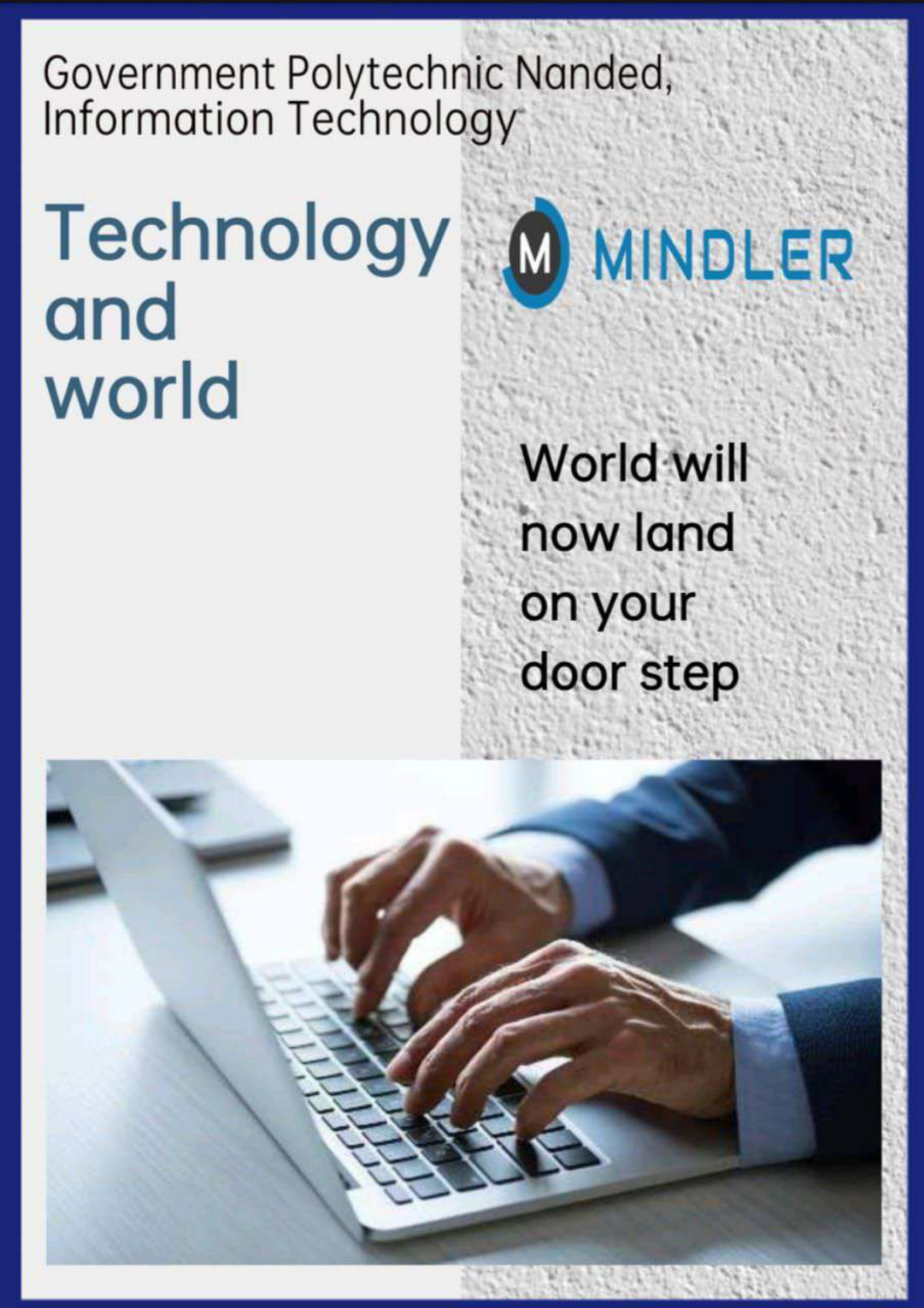Government Polytechnic Nanded,
Information Technology

# Technology and world

MINDLER

World will now land on your door step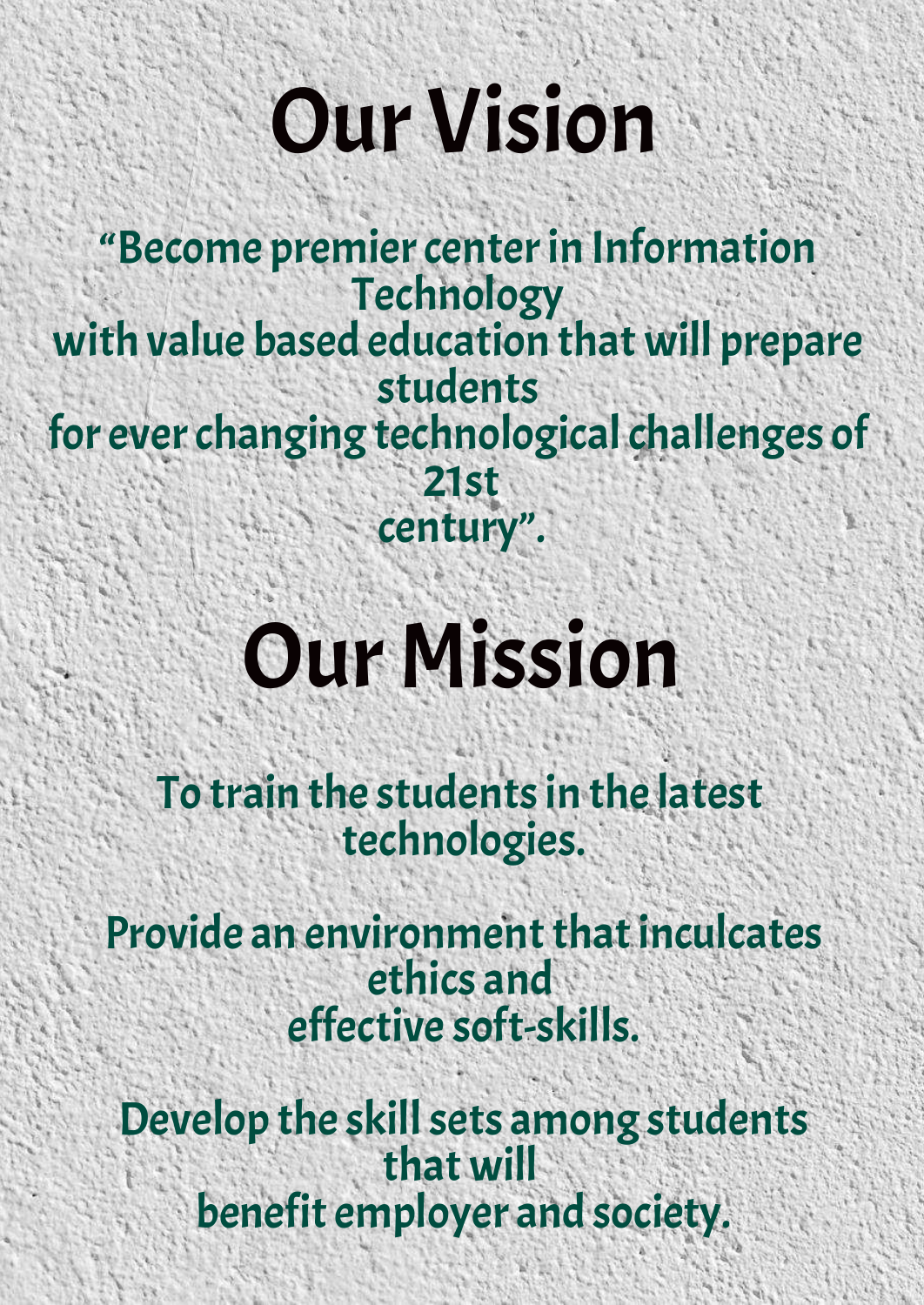# Our Vision

"Become premier center in Information Technology with value based education that will prepare students for ever changing technological challenges of 21st century".

# Our Mission

To train the students in the latest technologies.

Provide an environment that inculcates ethics and effective soft-skills.

Develop the skill sets among students that will benefit employer and society.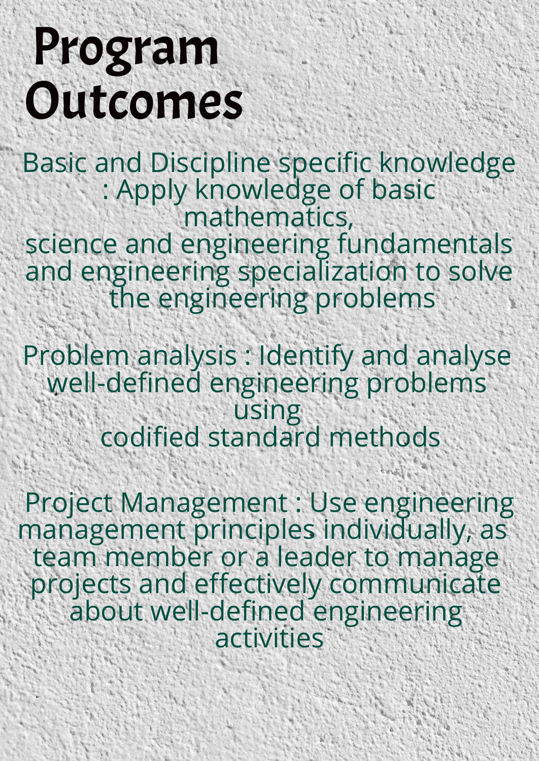# Program Outcomes

Basic and Discipline specific knowledge : Apply knowledge of basic mathematics, science and engineering fundamentals and engineering specialization to solve the engineering problems

Problem analysis : Identify and analyse well-defined engineering problems using codified standard methods

Project Management : Use engineering management principles individually, as team member or a leader to manage projects and effectively communicate about well-defined engineering activities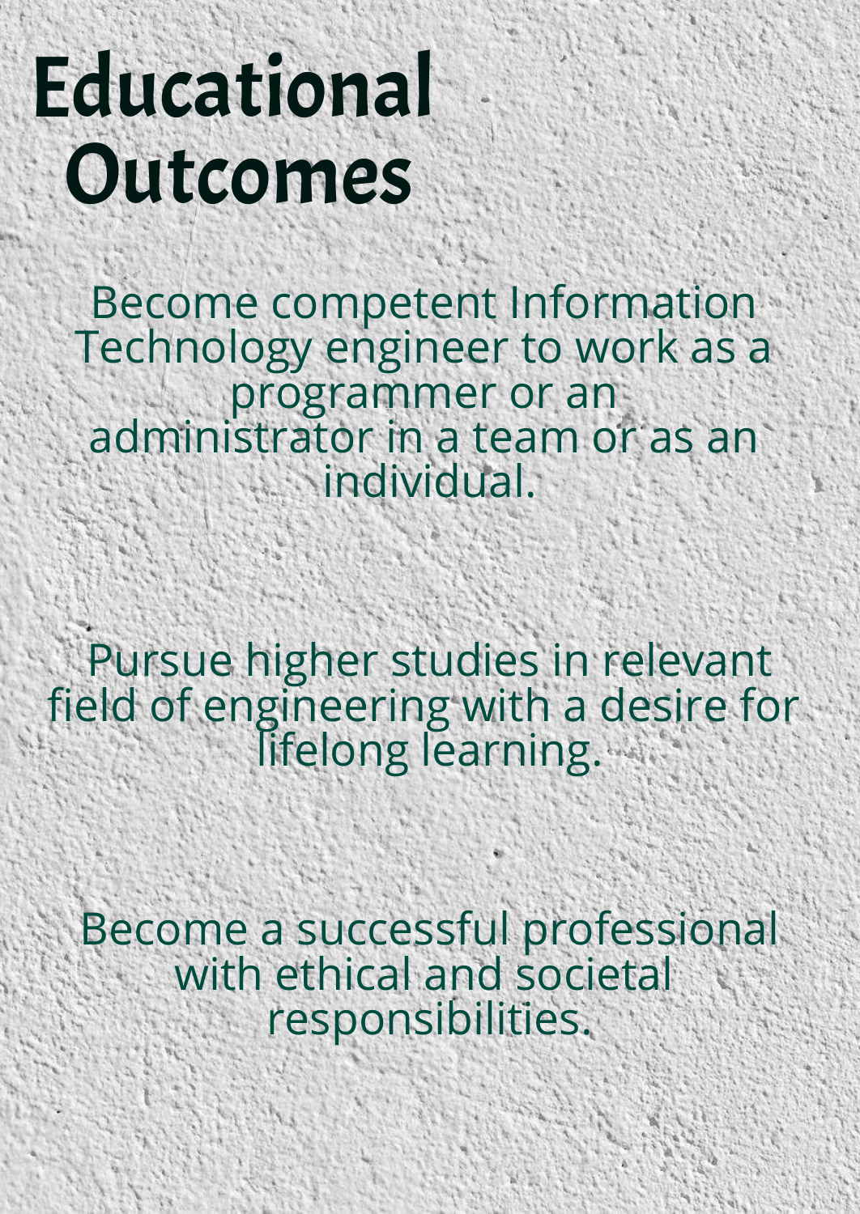# Educational Outcomes

Become competent Information Technology engineer to work as a programmer or an administrator in a team or as an individual.

Pursue higher studies in relevant field of engineering with a desire for lifelong learning.

Become a successful professional with ethical and societal responsibilities.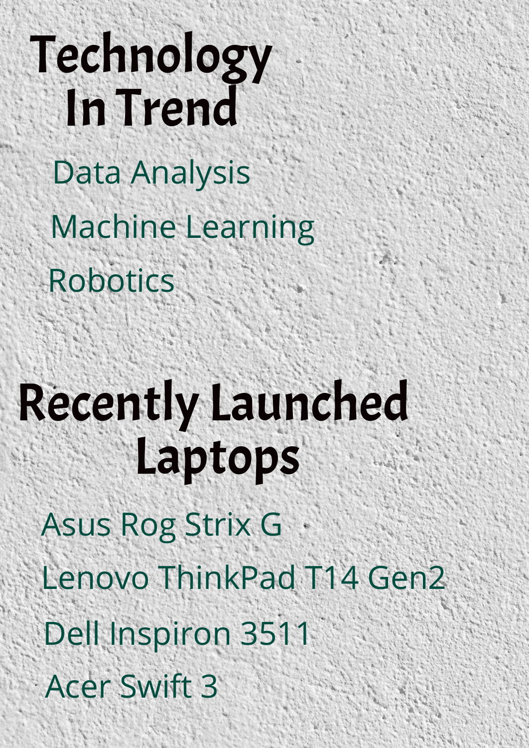# Technology In Trend

Data Analysis

Machine Learning

Robotics

# Recently Launched Laptops

Asus Rog Strix G

Lenovo ThinkPad T14 Gen2

Dell Inspiron 3511

Acer Swift 3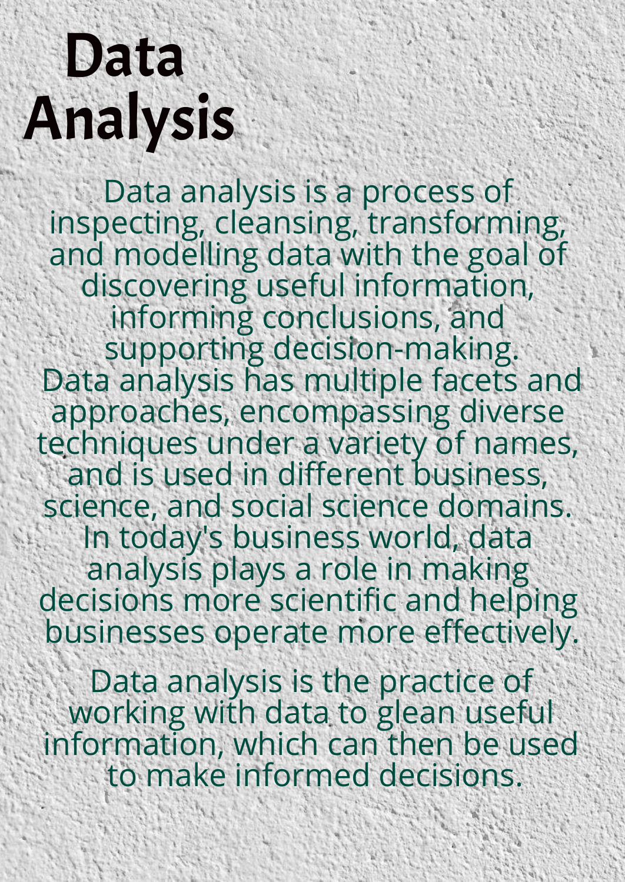# Data Analysis

Data analysis is a process of inspecting, cleansing, transforming, and modelling data with the goal of discovering useful information, informing conclusions, and supporting decision-making. Data analysis has multiple facets and approaches, encompassing diverse techniques under a variety of names, and is used in different business, science, and social science domains. In today's business world, data analysis plays a role in making decisions more scientific and helping businesses operate more effectively.

Data analysis is the practice of working with data to glean useful information, which can then be used to make informed decisions.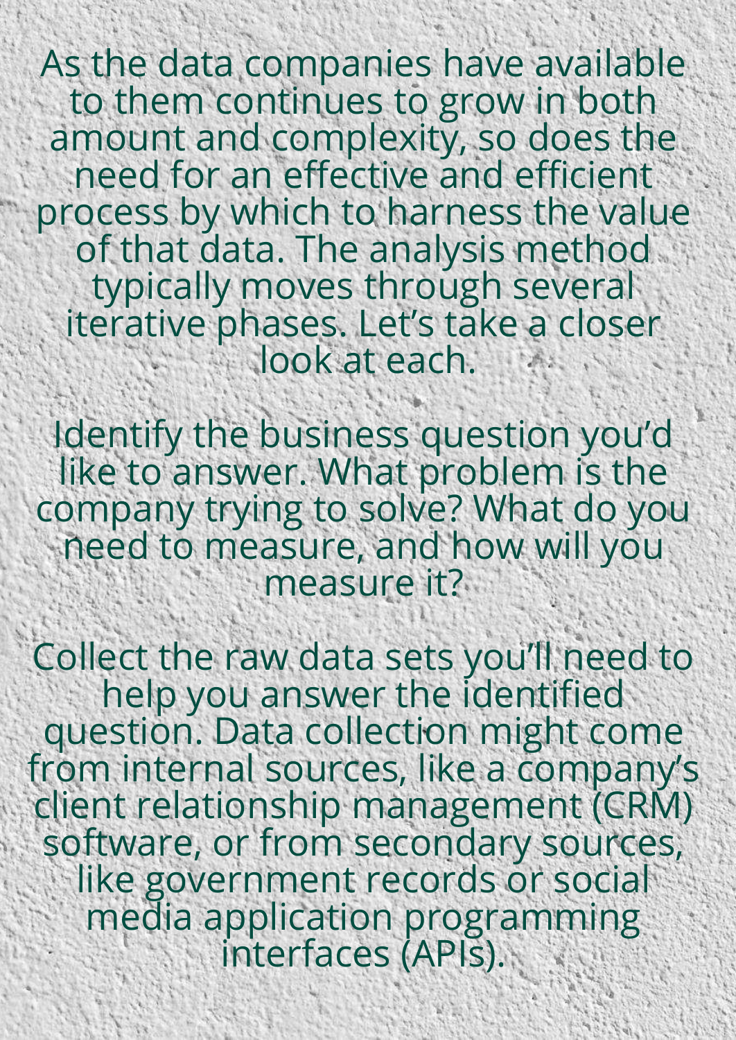As the data companies have available to them continues to grow in both amount and complexity, so does the need for an effective and efficient process by which to harness the value of that data. The analysis method typically moves through several iterative phases. Let's take a closer look at each.

Identify the business question you'd like to answer. What problem is the company trying to solve? What do you need to measure, and how will you measure it?

Collect the raw data sets you'll need to help you answer the identified question. Data collection might come from internal sources, like a company's client relationship management (CRM) software, or from secondary sources, like government records or social media application programming interfaces (APIs).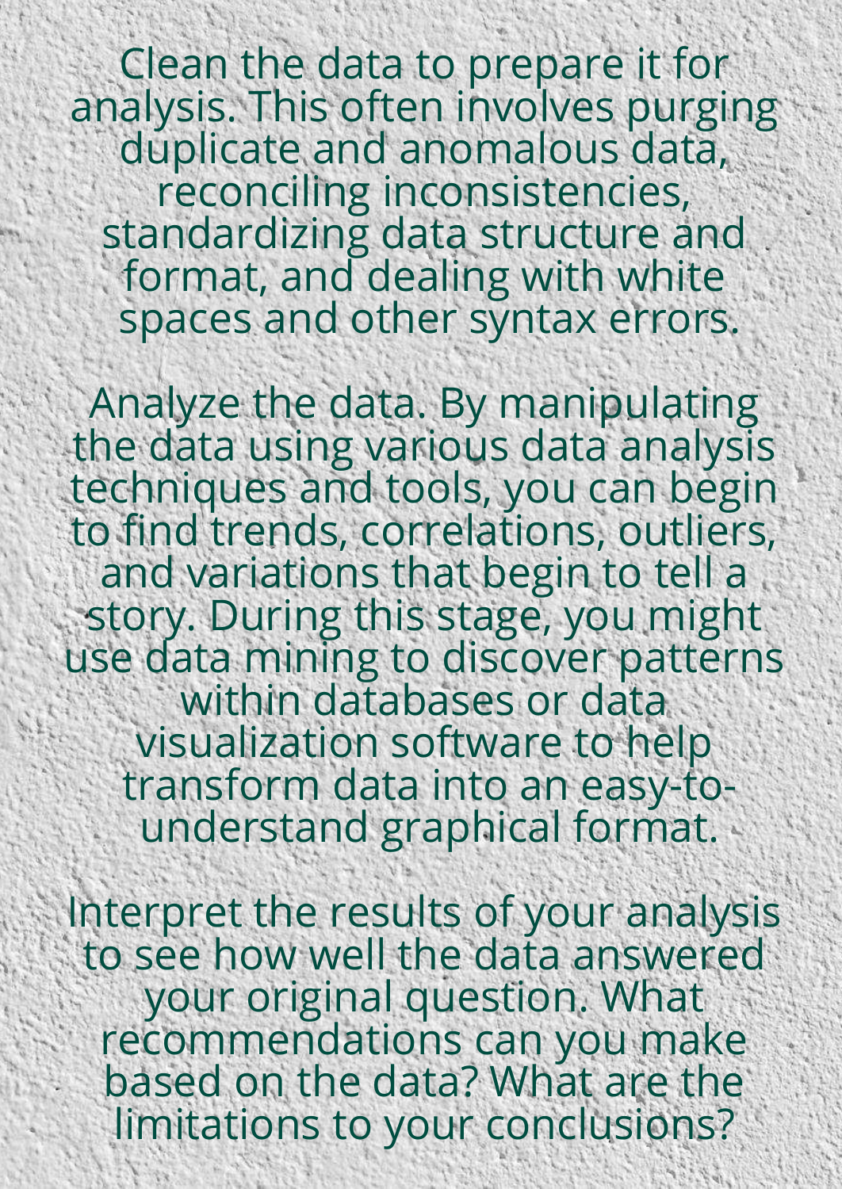Clean the data to prepare it for analysis. This often involves purging duplicate and anomalous data, reconciling inconsistencies, standardizing data structure and format, and dealing with white spaces and other syntax errors.

Analyze the data. By manipulating the data using various data analysis techniques and tools, you can begin to find trends, correlations, outliers, and variations that begin to tell a story. During this stage, you might use data mining to discover patterns within databases or data visualization software to help transform data into an easy-to-understand graphical format.

Interpret the results of your analysis to see how well the data answered your original question. What recommendations can you make based on the data? What are the limitations to your conclusions?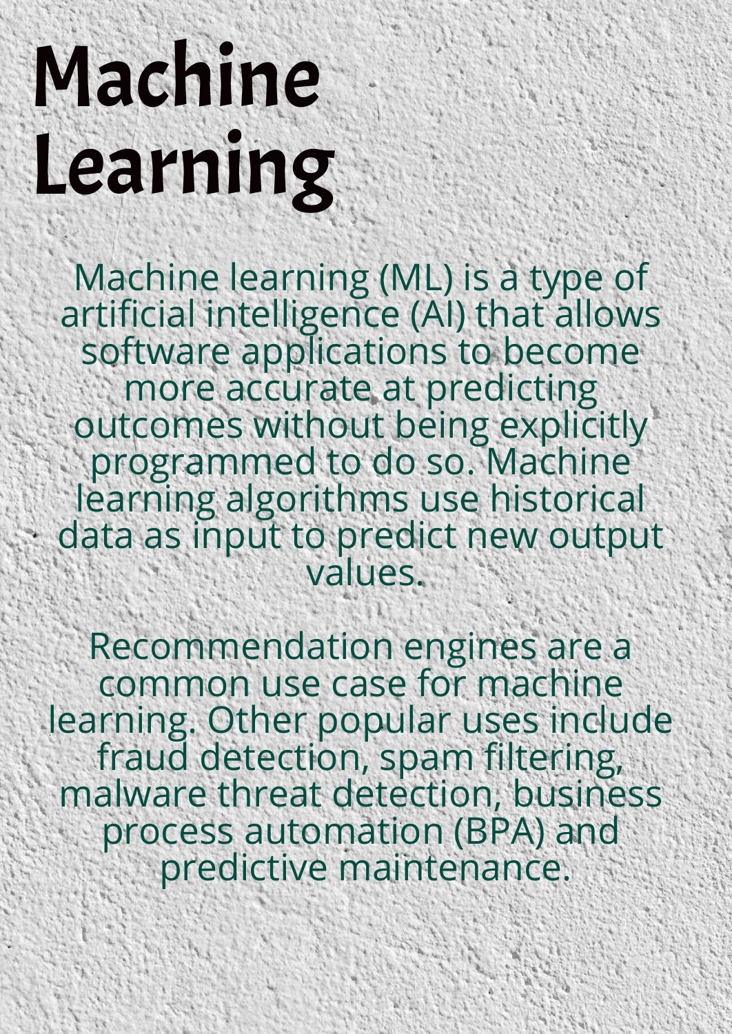# Machine Learning

Machine learning (ML) is a type of artificial intelligence (AI) that allows software applications to become more accurate at predicting outcomes without being explicitly programmed to do so. Machine learning algorithms use historical data as input to predict new output values.

Recommendation engines are a common use case for machine learning. Other popular uses include fraud detection, spam filtering, malware threat detection, business process automation (BPA) and predictive maintenance.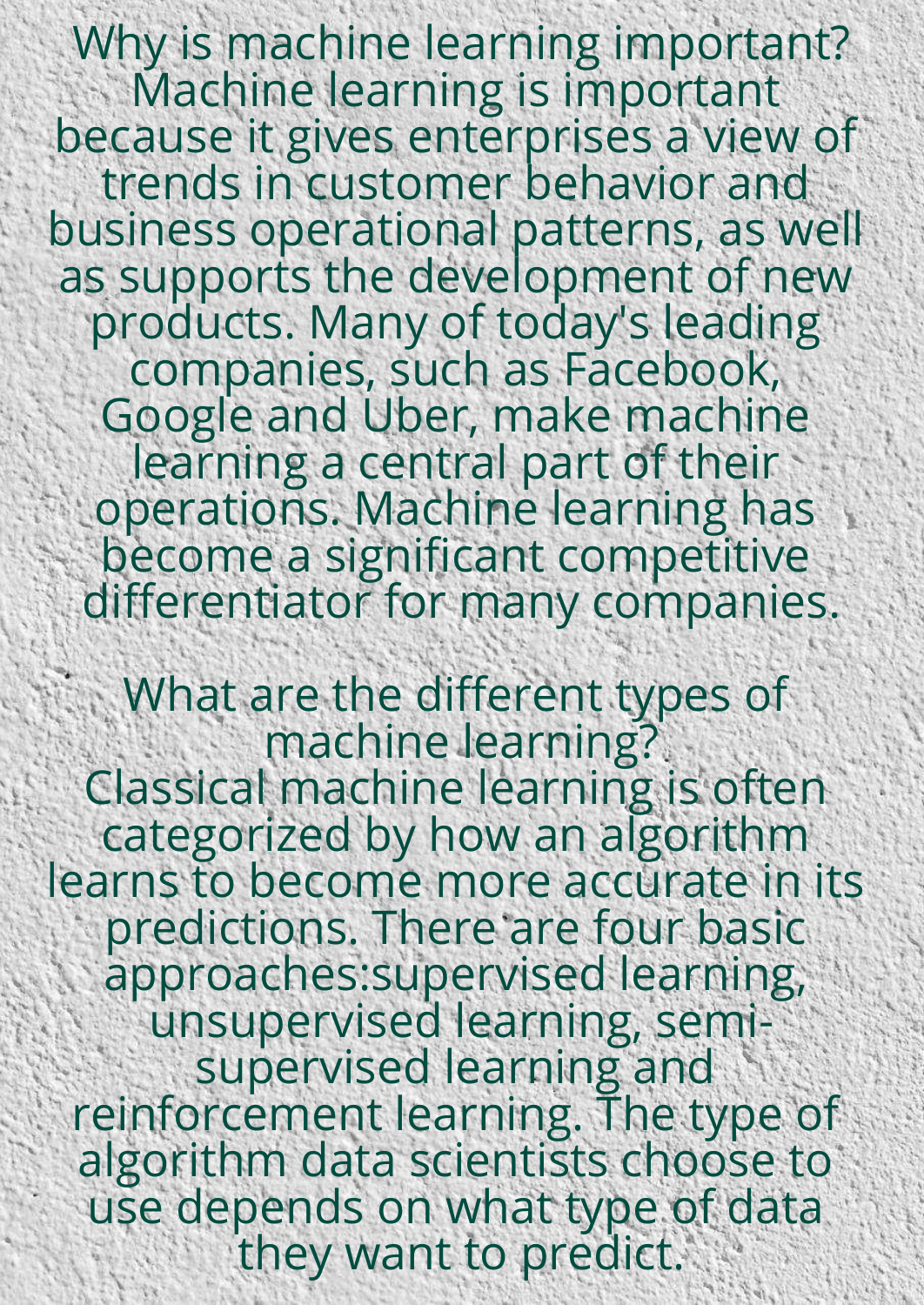## Why is machine learning important?

Machine learning is important because it gives enterprises a view of trends in customer behavior and business operational patterns, as well as supports the development of new products. Many of today's leading companies, such as Facebook, Google and Uber, make machine learning a central part of their operations. Machine learning has become a significant competitive differentiator for many companies.

## What are the different types of machine learning?

Classical machine learning is often categorized by how an algorithm learns to become more accurate in its predictions. There are four basic approaches:supervised learning, unsupervised learning, semi-supervised learning and reinforcement learning. The type of algorithm data scientists choose to use depends on what type of data they want to predict.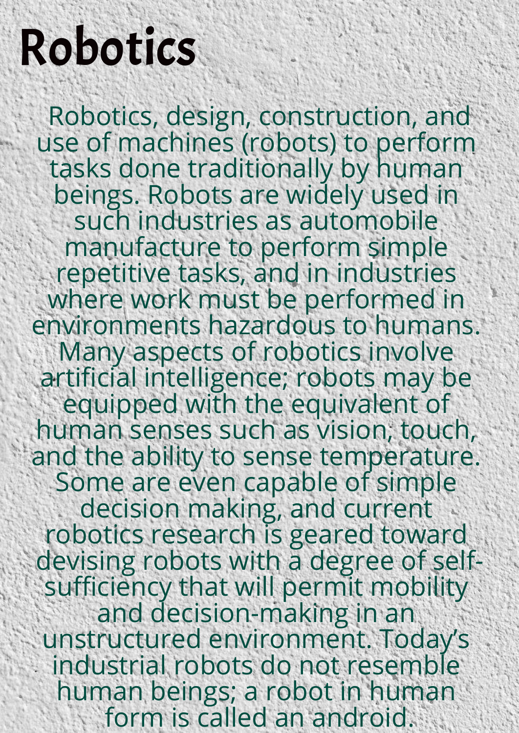# Robotics

Robotics, design, construction, and use of machines (robots) to perform tasks done traditionally by human beings. Robots are widely used in such industries as automobile manufacture to perform simple repetitive tasks, and in industries where work must be performed in environments hazardous to humans. Many aspects of robotics involve artificial intelligence; robots may be equipped with the equivalent of human senses such as vision, touch, and the ability to sense temperature. Some are even capable of simple decision making, and current robotics research is geared toward devising robots with a degree of self-sufficiency that will permit mobility and decision-making in an unstructured environment. Today's industrial robots do not resemble human beings; a robot in human form is called an android.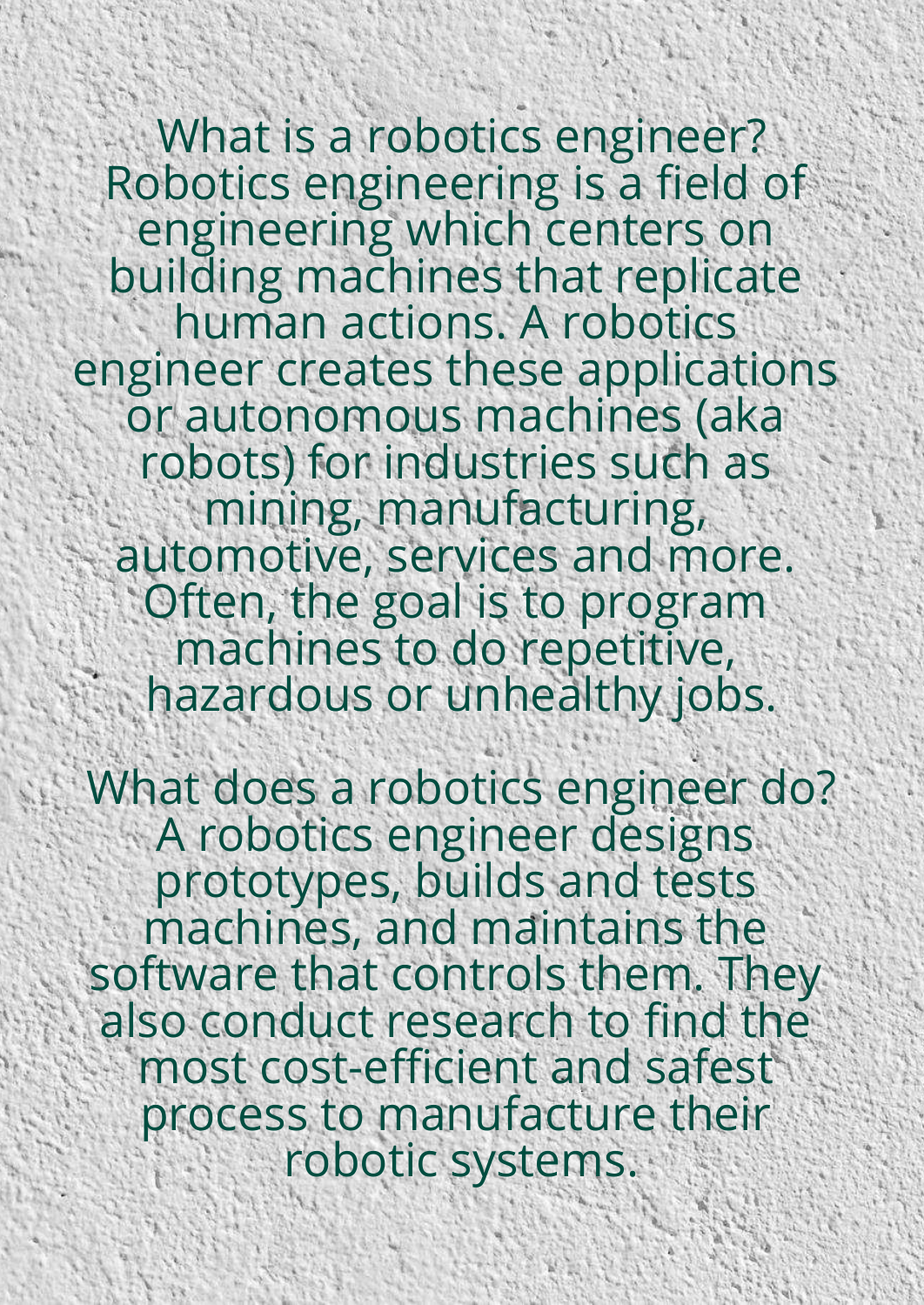## What is a robotics engineer?

Robotics engineering is a field of engineering which centers on building machines that replicate human actions. A robotics engineer creates these applications or autonomous machines (aka robots) for industries such as mining, manufacturing, automotive, services and more. Often, the goal is to program machines to do repetitive, hazardous or unhealthy jobs.

## What does a robotics engineer do?

A robotics engineer designs prototypes, builds and tests machines, and maintains the software that controls them. They also conduct research to find the most cost-efficient and safest process to manufacture their robotic systems.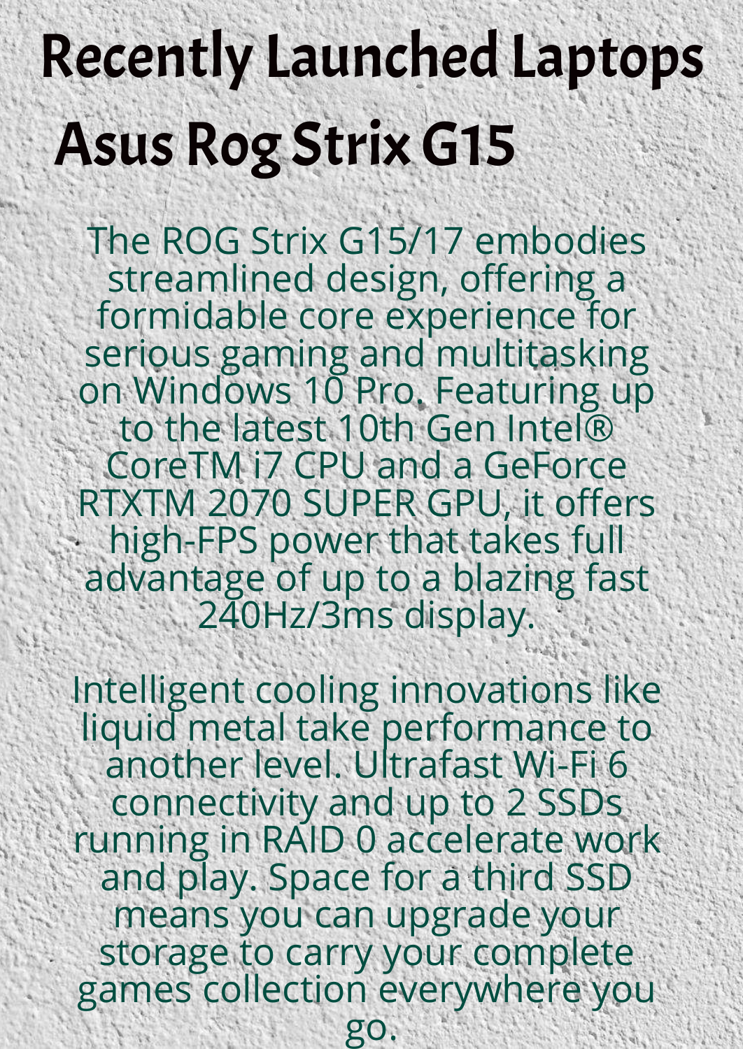# Recently Launched Laptops

## Asus Rog Strix G15

The ROG Strix G15/17 embodies streamlined design, offering a formidable core experience for serious gaming and multitasking on Windows 10 Pro. Featuring up to the latest 10th Gen Intel® CoreTM i7 CPU and a GeForce RTXTM 2070 SUPER GPU, it offers high-FPS power that takes full advantage of up to a blazing fast 240Hz/3ms display.

Intelligent cooling innovations like liquid metal take performance to another level. Ultrafast Wi-Fi 6 connectivity and up to 2 SSDs running in RAID 0 accelerate work and play. Space for a third SSD means you can upgrade your storage to carry your complete games collection everywhere you go.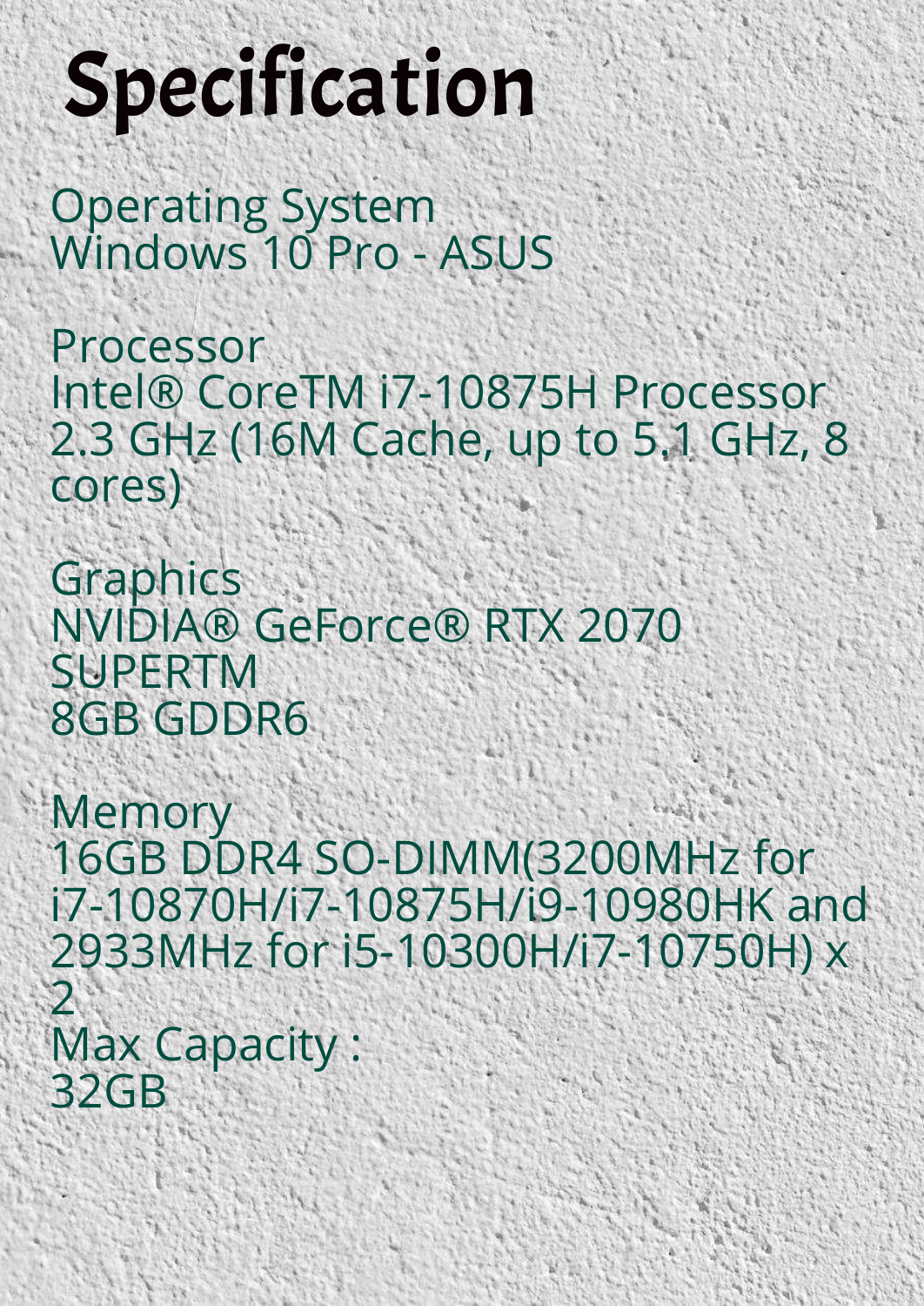# Specification

Operating System
Windows 10 Pro - ASUS

Processor
Intel® CoreTM i7-10875H Processor 2.3 GHz (16M Cache, up to 5.1 GHz, 8 cores)

Graphics
NVIDIA® GeForce® RTX 2070 SUPERTM
8GB GDDR6

Memory
16GB DDR4 SO-DIMM(3200MHz for i7-10870H/i7-10875H/i9-10980HK and 2933MHz for i5-10300H/i7-10750H) x 2
Max Capacity :
32GB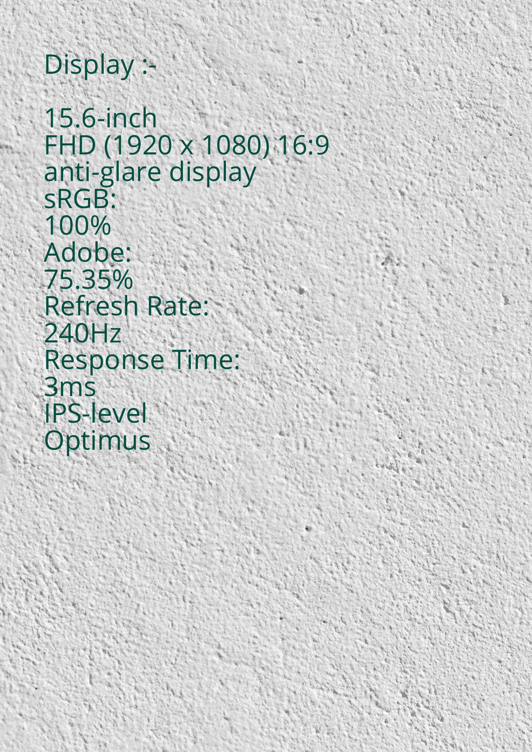Display :-

15.6-inch
FHD (1920 x 1080) 16:9
anti-glare display
sRGB:
100%
Adobe:
75.35%
Refresh Rate:
240Hz
Response Time:
3ms
IPS-level
Optimus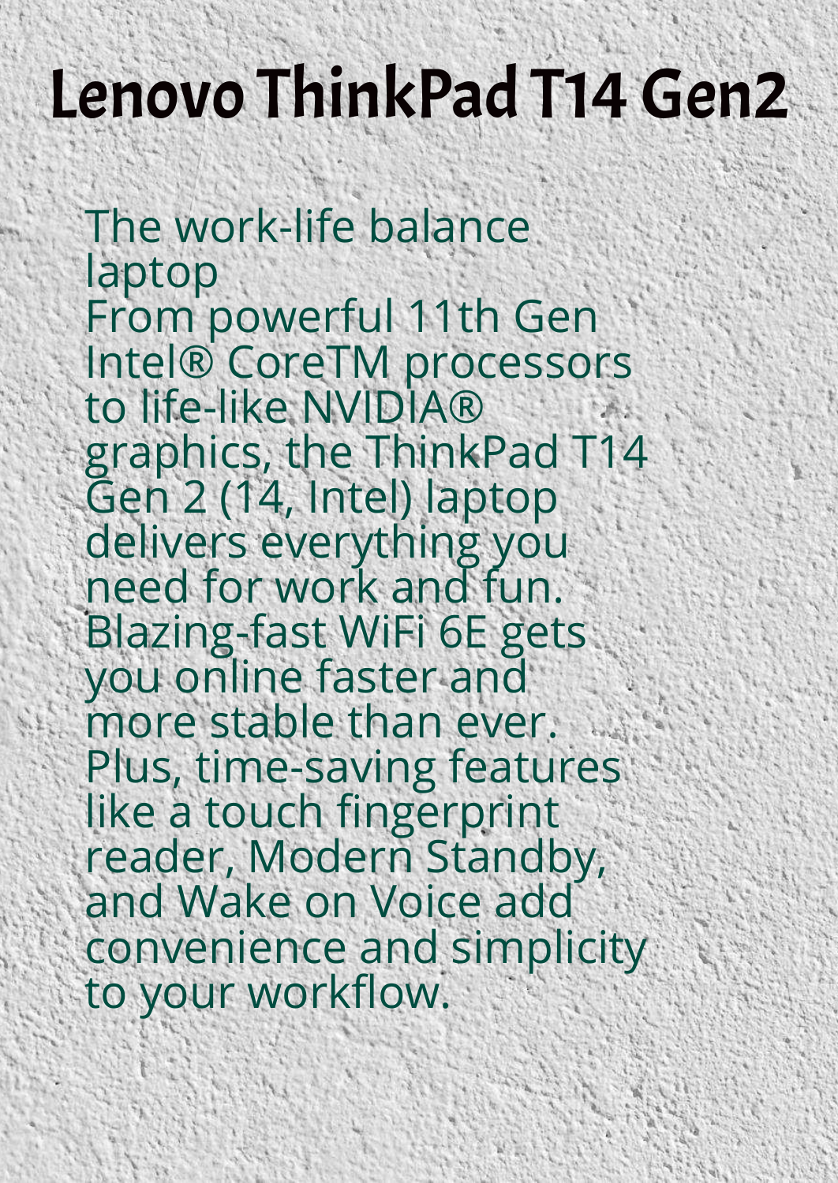# Lenovo ThinkPad T14 Gen2

The work-life balance laptop
From powerful 11th Gen Intel® CoreTM processors to life-like NVIDIA® graphics, the ThinkPad T14 Gen 2 (14, Intel) laptop delivers everything you need for work and fun. Blazing-fast WiFi 6E gets you online faster and more stable than ever. Plus, time-saving features like a touch fingerprint reader, Modern Standby, and Wake on Voice add convenience and simplicity to your workflow.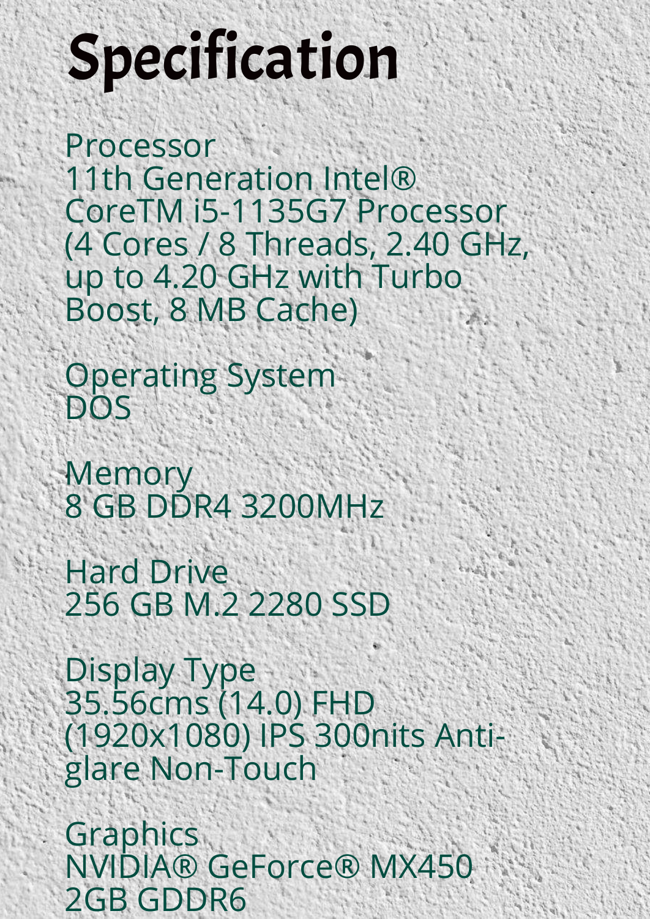# Specification

Processor
11th Generation Intel® CoreTM i5-1135G7 Processor (4 Cores / 8 Threads, 2.40 GHz, up to 4.20 GHz with Turbo Boost, 8 MB Cache)

Operating System
DOS

Memory
8 GB DDR4 3200MHz

Hard Drive
256 GB M.2 2280 SSD

Display Type
35.56cms (14.0) FHD (1920x1080) IPS 300nits Anti-glare Non-Touch

Graphics
NVIDIA® GeForce® MX450 2GB GDDR6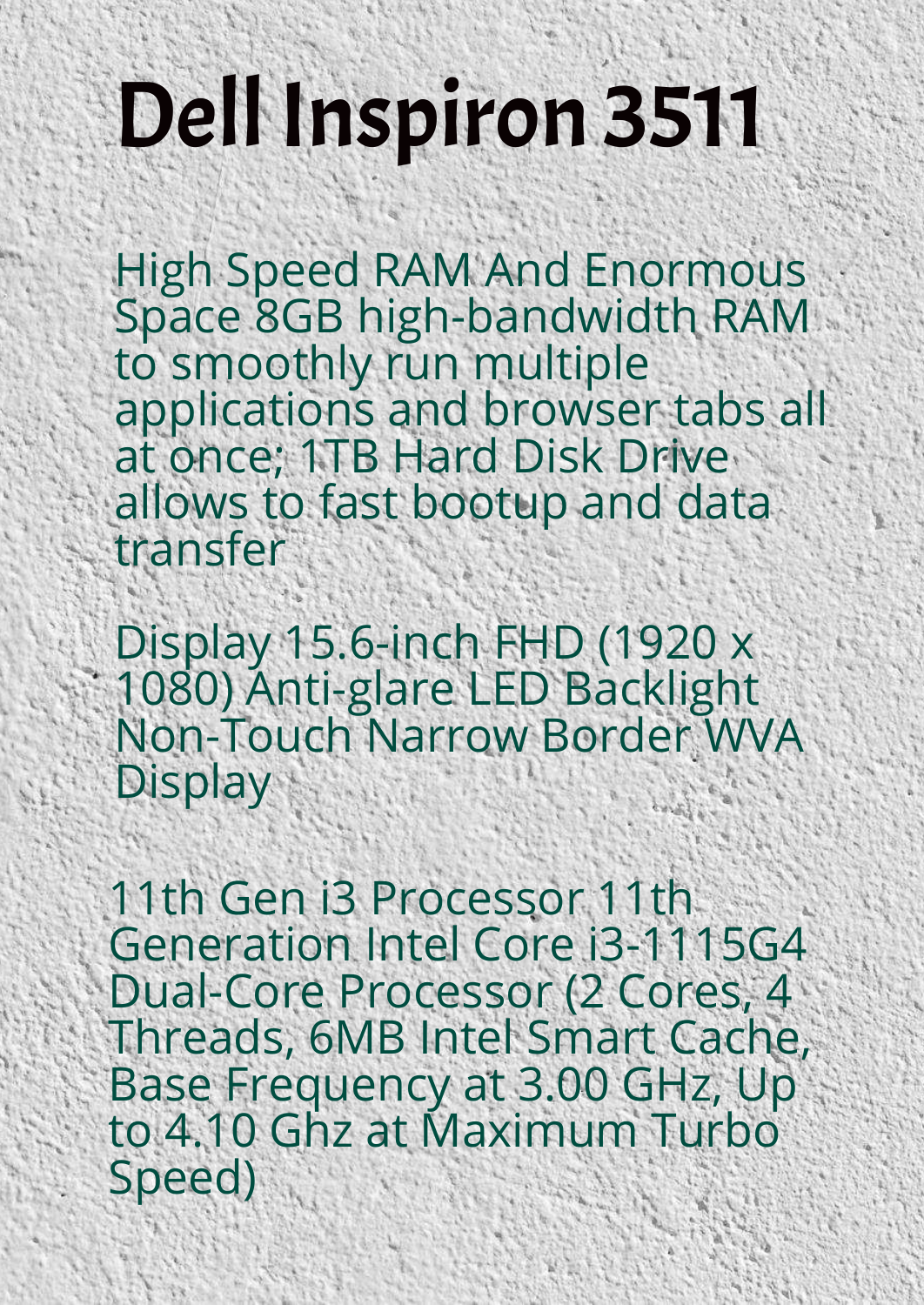# Dell Inspiron 3511

High Speed RAM And Enormous Space 8GB high-bandwidth RAM to smoothly run multiple applications and browser tabs all at once; 1TB Hard Disk Drive allows to fast bootup and data transfer

Display 15.6-inch FHD (1920 x 1080) Anti-glare LED Backlight Non-Touch Narrow Border WVA Display

11th Gen i3 Processor 11th Generation Intel Core i3-1115G4 Dual-Core Processor (2 Cores, 4 Threads, 6MB Intel Smart Cache, Base Frequency at 3.00 GHz, Up to 4.10 Ghz at Maximum Turbo Speed)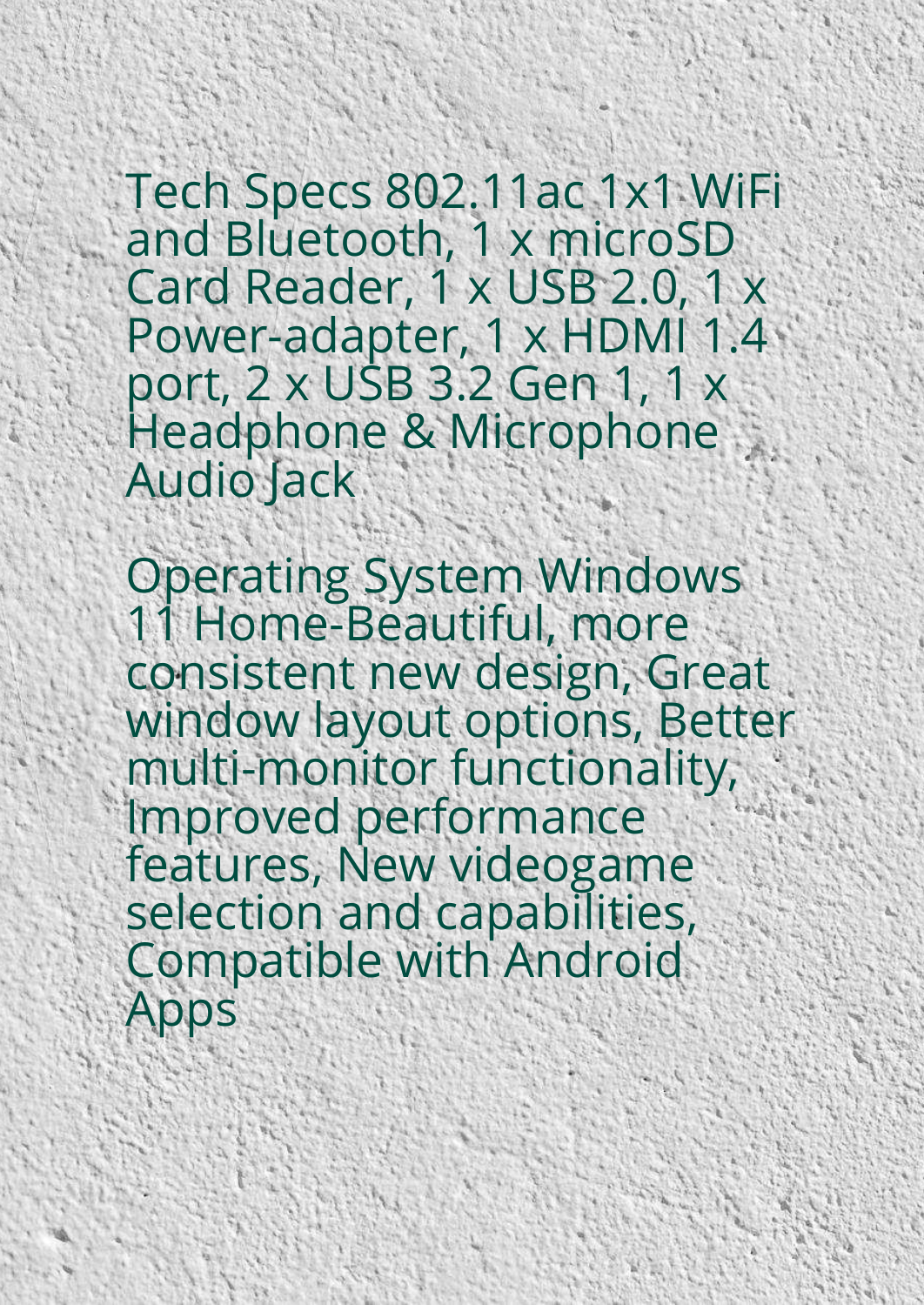Tech Specs 802.11ac 1x1 WiFi and Bluetooth, 1 x microSD Card Reader, 1 x USB 2.0, 1 x Power-adapter, 1 x HDMI 1.4 port, 2 x USB 3.2 Gen 1, 1 x Headphone & Microphone Audio Jack

Operating System Windows 11 Home-Beautiful, more consistent new design, Great window layout options, Better multi-monitor functionality, Improved performance features, New videogame selection and capabilities, Compatible with Android Apps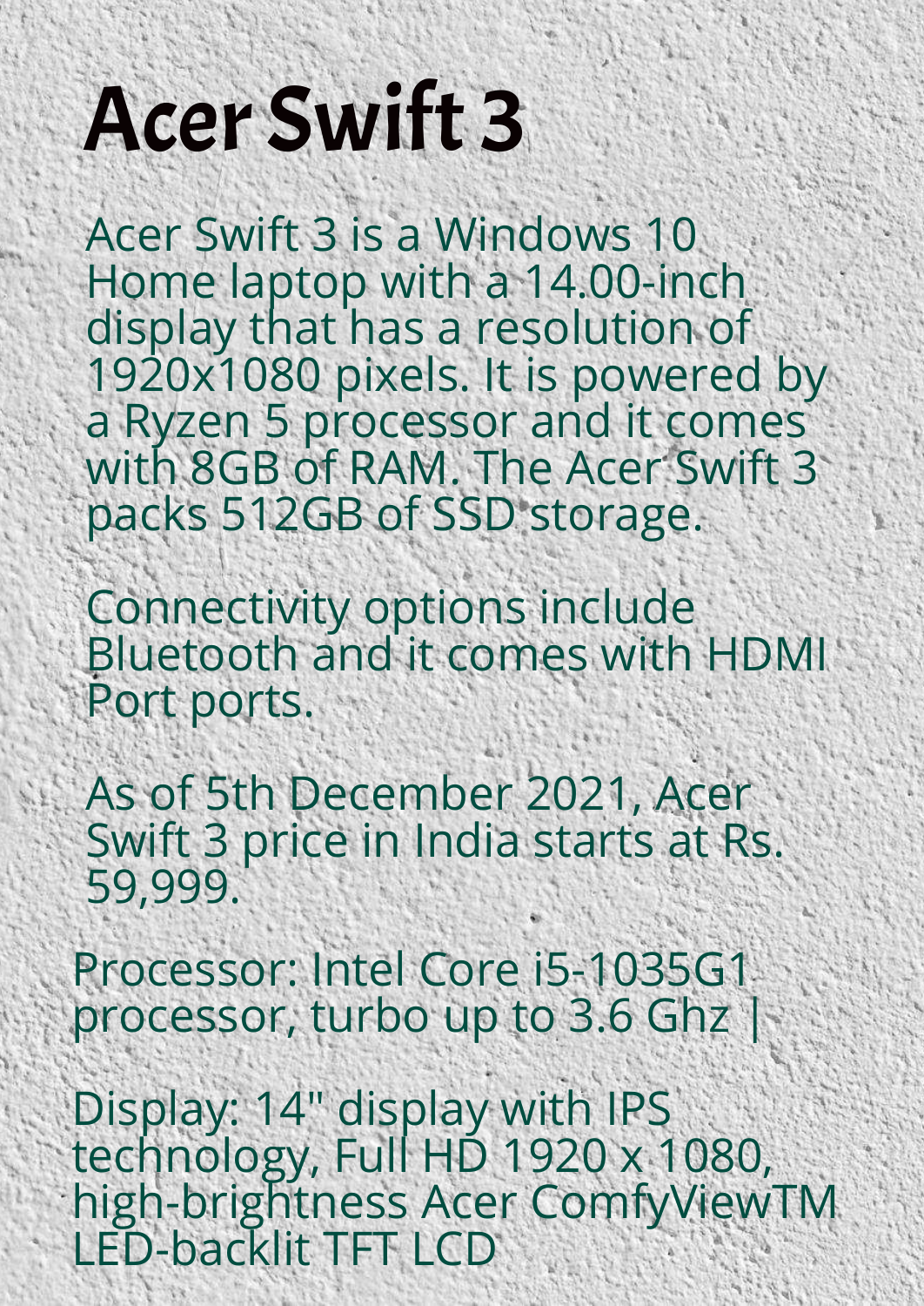# Acer Swift 3

Acer Swift 3 is a Windows 10 Home laptop with a 14.00-inch display that has a resolution of 1920x1080 pixels. It is powered by a Ryzen 5 processor and it comes with 8GB of RAM. The Acer Swift 3 packs 512GB of SSD storage.

Connectivity options include Bluetooth and it comes with HDMI Port ports.

As of 5th December 2021, Acer Swift 3 price in India starts at Rs. 59,999.

Processor: Intel Core i5-1035G1 processor, turbo up to 3.6 Ghz |

Display: 14" display with IPS technology, Full HD 1920 x 1080, high-brightness Acer ComfyViewTM LED-backlit TFT LCD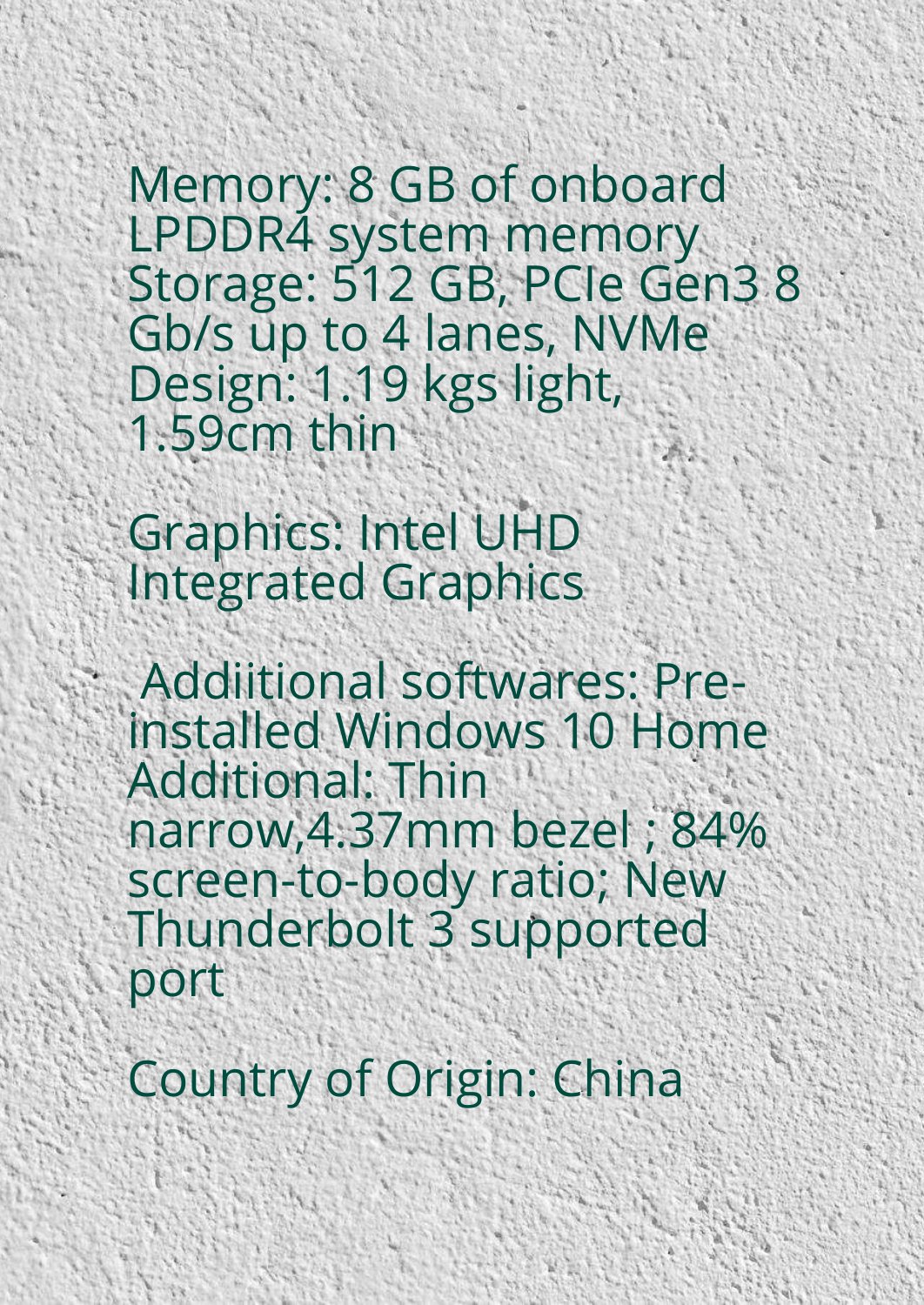Memory: 8 GB of onboard LPDDR4 system memory
Storage: 512 GB, PCIe Gen3 8 Gb/s up to 4 lanes, NVMe
Design: 1.19 kgs light, 1.59cm thin

Graphics: Intel UHD Integrated Graphics

Addiitional softwares: Pre-installed Windows 10 Home
Additional: Thin narrow,4.37mm bezel ; 84% screen-to-body ratio; New Thunderbolt 3 supported port

Country of Origin: China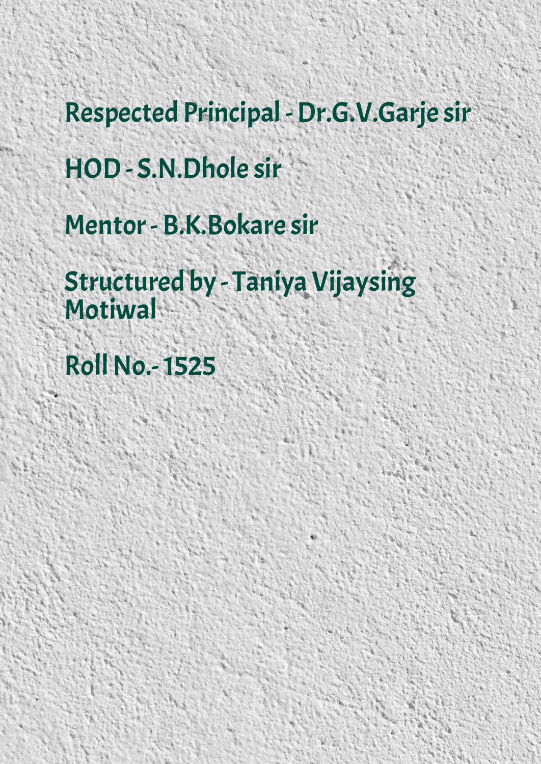Respected Principal - Dr.G.V.Garje sir

HOD - S.N.Dhole sir

Mentor - B.K.Bokare sir

Structured by - Taniya Vijaysing Motiwal

Roll No.- 1525